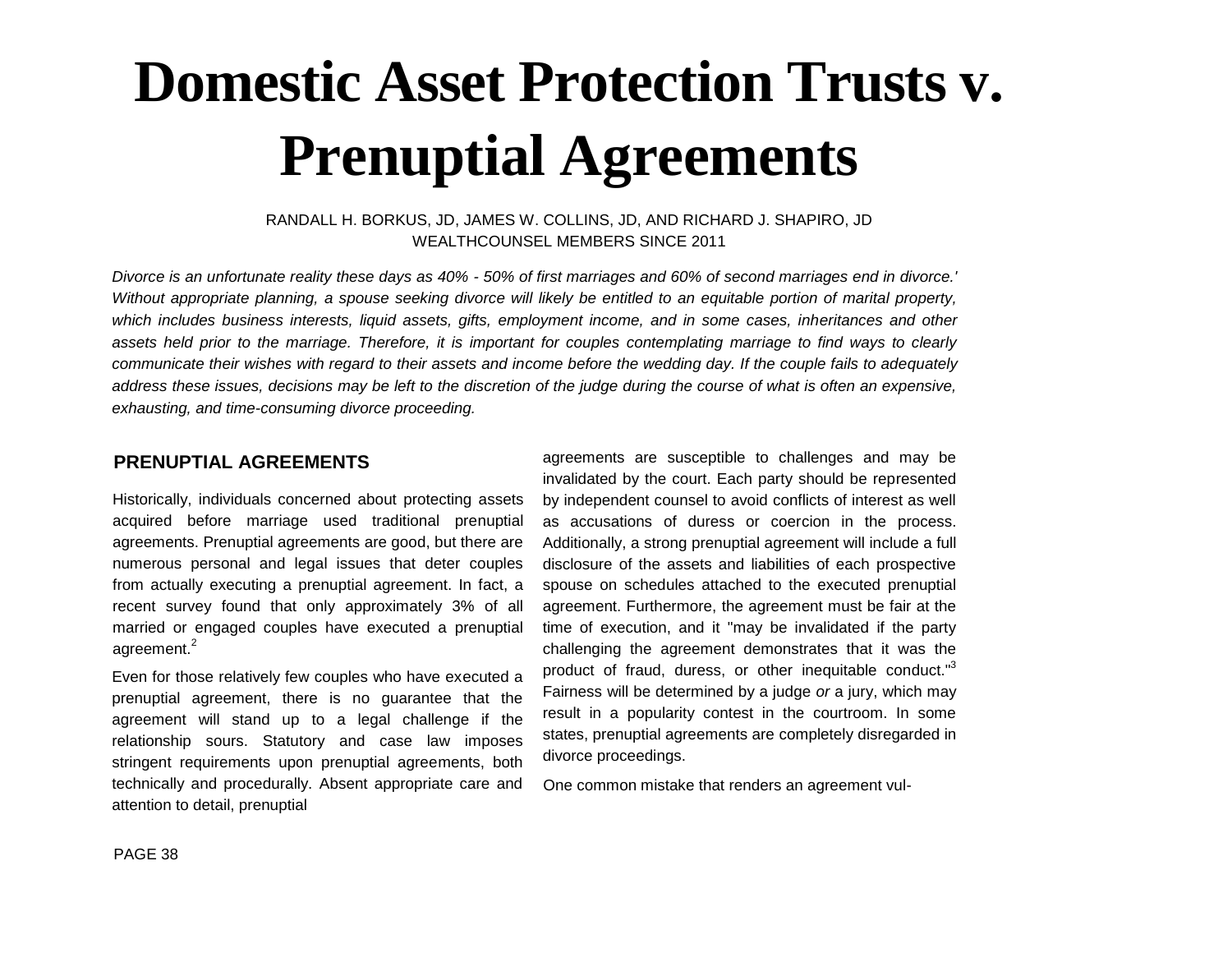# Domestic Asset Protection Trusts v. Prenuptial Agreements

RANDALL H. BORKUS, JD, JAMES W. COLLINS, JD, AND RICHARD J. SHAPIRO, JD
WEALTHCOUNSEL MEMBERS SINCE 2011

*Divorce is an unfortunate reality these days as 40% - 50% of first marriages and 60% of second marriages end in divorce.' Without appropriate planning, a spouse seeking divorce will likely be entitled to an equitable portion of marital property, which includes business interests, liquid assets, gifts, employment income, and in some cases, inheritances and other assets held prior to the marriage. Therefore, it is important for couples contemplating marriage to find ways to clearly communicate their wishes with regard to their assets and income before the wedding day. If the couple fails to adequately address these issues, decisions may be left to the discretion of the judge during the course of what is often an expensive, exhausting, and time-consuming divorce proceeding.*

## PRENUPTIAL AGREEMENTS

Historically, individuals concerned about protecting assets acquired before marriage used traditional prenuptial agreements. Prenuptial agreements are good, but there are numerous personal and legal issues that deter couples from actually executing a prenuptial agreement. In fact, a recent survey found that only approximately 3% of all married or engaged couples have executed a prenuptial agreement.[2]

Even for those relatively few couples who have executed a prenuptial agreement, there is no guarantee that the agreement will stand up to a legal challenge if the relationship sours. Statutory and case law imposes stringent requirements upon prenuptial agreements, both technically and procedurally. Absent appropriate care and attention to detail, prenuptial agreements are susceptible to challenges and may be invalidated by the court. Each party should be represented by independent counsel to avoid conflicts of interest as well as accusations of duress or coercion in the process. Additionally, a strong prenuptial agreement will include a full disclosure of the assets and liabilities of each prospective spouse on schedules attached to the executed prenuptial agreement. Furthermore, the agreement must be fair at the time of execution, and it "may be invalidated if the party challenging the agreement demonstrates that it was the product of fraud, duress, or other inequitable conduct."[3] Fairness will be determined by a judge *or* a jury, which may result in a popularity contest in the courtroom. In some states, prenuptial agreements are completely disregarded in divorce proceedings.

One common mistake that renders an agreement vul-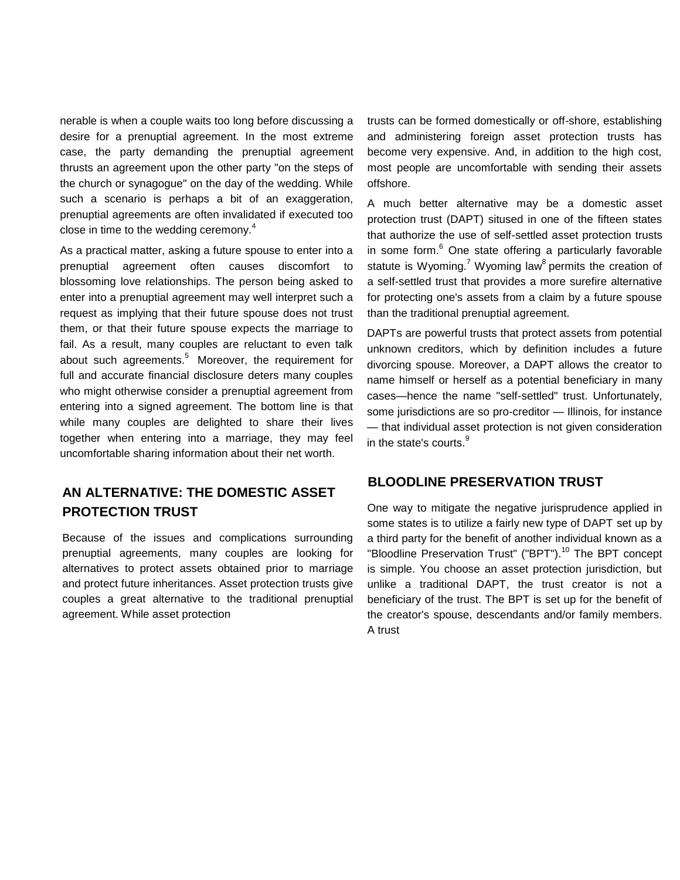nerable is when a couple waits too long before discussing a desire for a prenuptial agreement. In the most extreme case, the party demanding the prenuptial agreement thrusts an agreement upon the other party "on the steps of the church or synagogue" on the day of the wedding. While such a scenario is perhaps a bit of an exaggeration, prenuptial agreements are often invalidated if executed too close in time to the wedding ceremony.[4]

As a practical matter, asking a future spouse to enter into a prenuptial agreement often causes discomfort to blossoming love relationships. The person being asked to enter into a prenuptial agreement may well interpret such a request as implying that their future spouse does not trust them, or that their future spouse expects the marriage to fail. As a result, many couples are reluctant to even talk about such agreements.[5] Moreover, the requirement for full and accurate financial disclosure deters many couples who might otherwise consider a prenuptial agreement from entering into a signed agreement. The bottom line is that while many couples are delighted to share their lives together when entering into a marriage, they may feel uncomfortable sharing information about their net worth.

## AN ALTERNATIVE: THE DOMESTIC ASSET PROTECTION TRUST

Because of the issues and complications surrounding prenuptial agreements, many couples are looking for alternatives to protect assets obtained prior to marriage and protect future inheritances. Asset protection trusts give couples a great alternative to the traditional prenuptial agreement. While asset protection trusts can be formed domestically or off-shore, establishing and administering foreign asset protection trusts has become very expensive. And, in addition to the high cost, most people are uncomfortable with sending their assets offshore.

A much better alternative may be a domestic asset protection trust (DAPT) sitused in one of the fifteen states that authorize the use of self-settled asset protection trusts in some form.[6] One state offering a particularly favorable statute is Wyoming.[7] Wyoming law[8] permits the creation of a self-settled trust that provides a more surefire alternative for protecting one's assets from a claim by a future spouse than the traditional prenuptial agreement.

DAPTs are powerful trusts that protect assets from potential unknown creditors, which by definition includes a future divorcing spouse. Moreover, a DAPT allows the creator to name himself or herself as a potential beneficiary in many cases—hence the name "self-settled" trust. Unfortunately, some jurisdictions are so pro-creditor — Illinois, for instance — that individual asset protection is not given consideration in the state's courts.[9]

## BLOODLINE PRESERVATION TRUST

One way to mitigate the negative jurisprudence applied in some states is to utilize a fairly new type of DAPT set up by a third party for the benefit of another individual known as a "Bloodline Preservation Trust" ("BPT").[10] The BPT concept is simple. You choose an asset protection jurisdiction, but unlike a traditional DAPT, the trust creator is not a beneficiary of the trust. The BPT is set up for the benefit of the creator's spouse, descendants and/or family members. A trust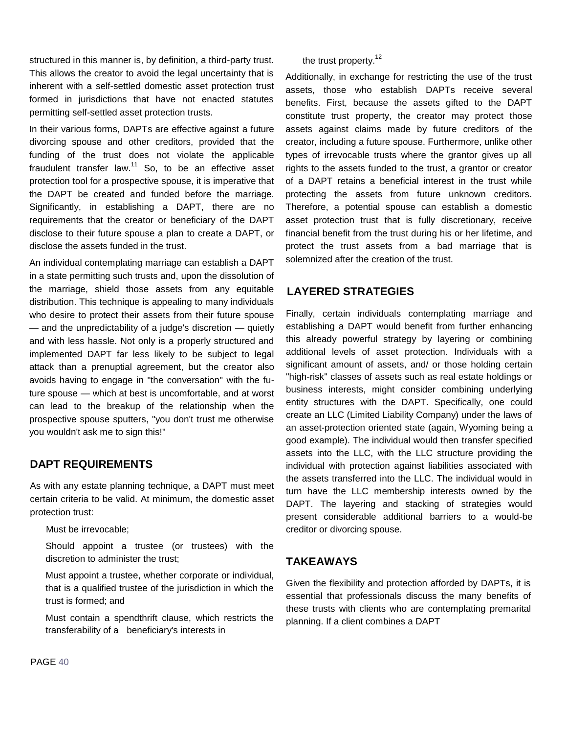structured in this manner is, by definition, a third-party trust. This allows the creator to avoid the legal uncertainty that is inherent with a self-settled domestic asset protection trust formed in jurisdictions that have not enacted statutes permitting self-settled asset protection trusts.

In their various forms, DAPTs are effective against a future divorcing spouse and other creditors, provided that the funding of the trust does not violate the applicable fraudulent transfer law.[11] So, to be an effective asset protection tool for a prospective spouse, it is imperative that the DAPT be created and funded before the marriage. Significantly, in establishing a DAPT, there are no requirements that the creator or beneficiary of the DAPT disclose to their future spouse a plan to create a DAPT, or disclose the assets funded in the trust.

An individual contemplating marriage can establish a DAPT in a state permitting such trusts and, upon the dissolution of the marriage, shield those assets from any equitable distribution. This technique is appealing to many individuals who desire to protect their assets from their future spouse — and the unpredictability of a judge's discretion — quietly and with less hassle. Not only is a properly structured and implemented DAPT far less likely to be subject to legal attack than a prenuptial agreement, but the creator also avoids having to engage in "the conversation" with the future spouse — which at best is uncomfortable, and at worst can lead to the breakup of the relationship when the prospective spouse sputters, "you don't trust me otherwise you wouldn't ask me to sign this!"

## DAPT REQUIREMENTS

As with any estate planning technique, a DAPT must meet certain criteria to be valid. At minimum, the domestic asset protection trust:

- Must be irrevocable;
- Should appoint a trustee (or trustees) with the discretion to administer the trust;
- Must appoint a trustee, whether corporate or individual, that is a qualified trustee of the jurisdiction in which the trust is formed; and
- Must contain a spendthrift clause, which restricts the transferability of a beneficiary's interests in the trust property.[12]

Additionally, in exchange for restricting the use of the trust assets, those who establish DAPTs receive several benefits. First, because the assets gifted to the DAPT constitute trust property, the creator may protect those assets against claims made by future creditors of the creator, including a future spouse. Furthermore, unlike other types of irrevocable trusts where the grantor gives up all rights to the assets funded to the trust, a grantor or creator of a DAPT retains a beneficial interest in the trust while protecting the assets from future unknown creditors. Therefore, a potential spouse can establish a domestic asset protection trust that is fully discretionary, receive financial benefit from the trust during his or her lifetime, and protect the trust assets from a bad marriage that is solemnized after the creation of the trust.

## LAYERED STRATEGIES

Finally, certain individuals contemplating marriage and establishing a DAPT would benefit from further enhancing this already powerful strategy by layering or combining additional levels of asset protection. Individuals with a significant amount of assets, and/ or those holding certain "high-risk" classes of assets such as real estate holdings or business interests, might consider combining underlying entity structures with the DAPT. Specifically, one could create an LLC (Limited Liability Company) under the laws of an asset-protection oriented state (again, Wyoming being a good example). The individual would then transfer specified assets into the LLC, with the LLC structure providing the individual with protection against liabilities associated with the assets transferred into the LLC. The individual would in turn have the LLC membership interests owned by the DAPT. The layering and stacking of strategies would present considerable additional barriers to a would-be creditor or divorcing spouse.

## TAKEAWAYS

Given the flexibility and protection afforded by DAPTs, it is essential that professionals discuss the many benefits of these trusts with clients who are contemplating premarital planning. If a client combines a DAPT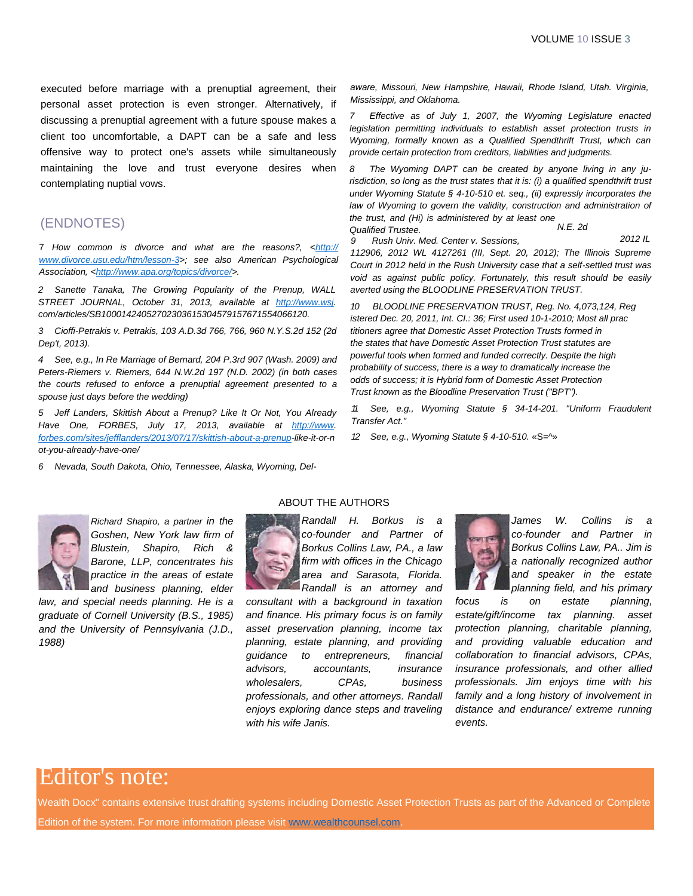executed before marriage with a prenuptial agreement, their personal asset protection is even stronger. Alternatively, if discussing a prenuptial agreement with a future spouse makes a client too uncomfortable, a DAPT can be a safe and less offensive way to protect one's assets while simultaneously maintaining the love and trust everyone desires when contemplating nuptial vows.

## (ENDNOTES)

7 *How common is divorce and what are the reasons?, <http://www.divorce.usu.edu/htm/lesson-3>; see also American Psychological Association, <http://www.apa.org/topics/divorce/>.*

2 *Sanette Tanaka, The Growing Popularity of the Prenup, WALL STREET JOURNAL, October 31, 2013, available at http://www.wsj.com/articles/SB10001424052702303615304579157671554066120.*

3 *Cioffi-Petrakis v. Petrakis, 103 A.D.3d 766, 766, 960 N.Y.S.2d 152 (2d Dep't, 2013).*

4 *See, e.g., In Re Marriage of Bernard, 204 P.3rd 907 (Wash. 2009) and Peters-Riemers v. Riemers, 644 N.W.2d 197 (N.D. 2002) (in both cases the courts refused to enforce a prenuptial agreement presented to a spouse just days before the wedding)*

5 *Jeff Landers, Skittish About a Prenup? Like It Or Not, You Already Have One, FORBES, July 17, 2013, available at http://www.forbes.com/sites/jefflanders/2013/07/17/skittish-about-a-prenup-like-it-or-not-you-already-have-one/*

6 *Nevada, South Dakota, Ohio, Tennessee, Alaska, Wyoming, Delaware, Missouri, New Hampshire, Hawaii, Rhode Island, Utah. Virginia, Mississippi, and Oklahoma.*

7 *Effective as of July 1, 2007, the Wyoming Legislature enacted legislation permitting individuals to establish asset protection trusts in Wyoming, formally known as a Qualified Spendthrift Trust, which can provide certain protection from creditors, liabilities and judgments.*

8 *The Wyoming DAPT can be created by anyone living in any jurisdiction, so long as the trust states that it is: (i) a qualified spendthrift trust under Wyoming Statute § 4-10-510 et. seq., (ii) expressly incorporates the law of Wyoming to govern the validity, construction and administration of the trust, and (Hi) is administered by at least one Qualified Trustee.*

9 *Rush Univ. Med. Center v. Sessions, N.E. 2d 2012 IL 112906, 2012 WL 4127261 (III, Sept. 20, 2012); The Illinois Supreme Court in 2012 held in the Rush University case that a self-settled trust was void as against public policy. Fortunately, this result should be easily averted using the BLOODLINE PRESERVATION TRUST.*

10 *BLOODLINE PRESERVATION TRUST, Reg. No. 4,073,124, Registered Dec. 20, 2011, Int. Cl.: 36; First used 10-1-2010; Most all practitioners agree that Domestic Asset Protection Trusts formed in the states that have Domestic Asset Protection Trust statutes are powerful tools when formed and funded correctly. Despite the high probability of success, there is a way to dramatically increase the odds of success; it is Hybrid form of Domestic Asset Protection Trust known as the Bloodline Preservation Trust ("BPT").*

11 *See, e.g., Wyoming Statute § 34-14-201. "Uniform Fraudulent Transfer Act."*

12 *See, e.g., Wyoming Statute § 4-10-510.* «S=^»

## ABOUT THE AUTHORS

*Richard Shapiro, a partner in the Goshen, New York law firm of Blustein, Shapiro, Rich & Barone, LLP, concentrates his practice in the areas of estate and business planning, elder law, and special needs planning. He is a graduate of Cornell University (B.S., 1985) and the University of Pennsylvania (J.D., 1988)*

*Randall H. Borkus is a co-founder and Partner of Borkus Collins Law, PA., a law firm with offices in the Chicago area and Sarasota, Florida. Randall is an attorney and consultant with a background in taxation and finance. His primary focus is on family asset preservation planning, income tax planning, estate planning, and providing guidance to entrepreneurs, financial advisors, accountants, insurance wholesalers, CPAs, business professionals, and other attorneys. Randall enjoys exploring dance steps and traveling with his wife Janis.*

*James W. Collins is a co-founder and Partner in Borkus Collins Law, PA.. Jim is a nationally recognized author and speaker in the estate planning field, and his primary focus is on estate planning, estate/gift/income tax planning. asset protection planning, charitable planning, and providing valuable education and collaboration to financial advisors, CPAs, insurance professionals, and other allied professionals. Jim enjoys time with his family and a long history of involvement in distance and endurance/ extreme running events.*

# Editor's note:

Wealth Docx" contains extensive trust drafting systems including Domestic Asset Protection Trusts as part of the Advanced or Complete Edition of the system. For more information please visit www.wealthcounsel.com.